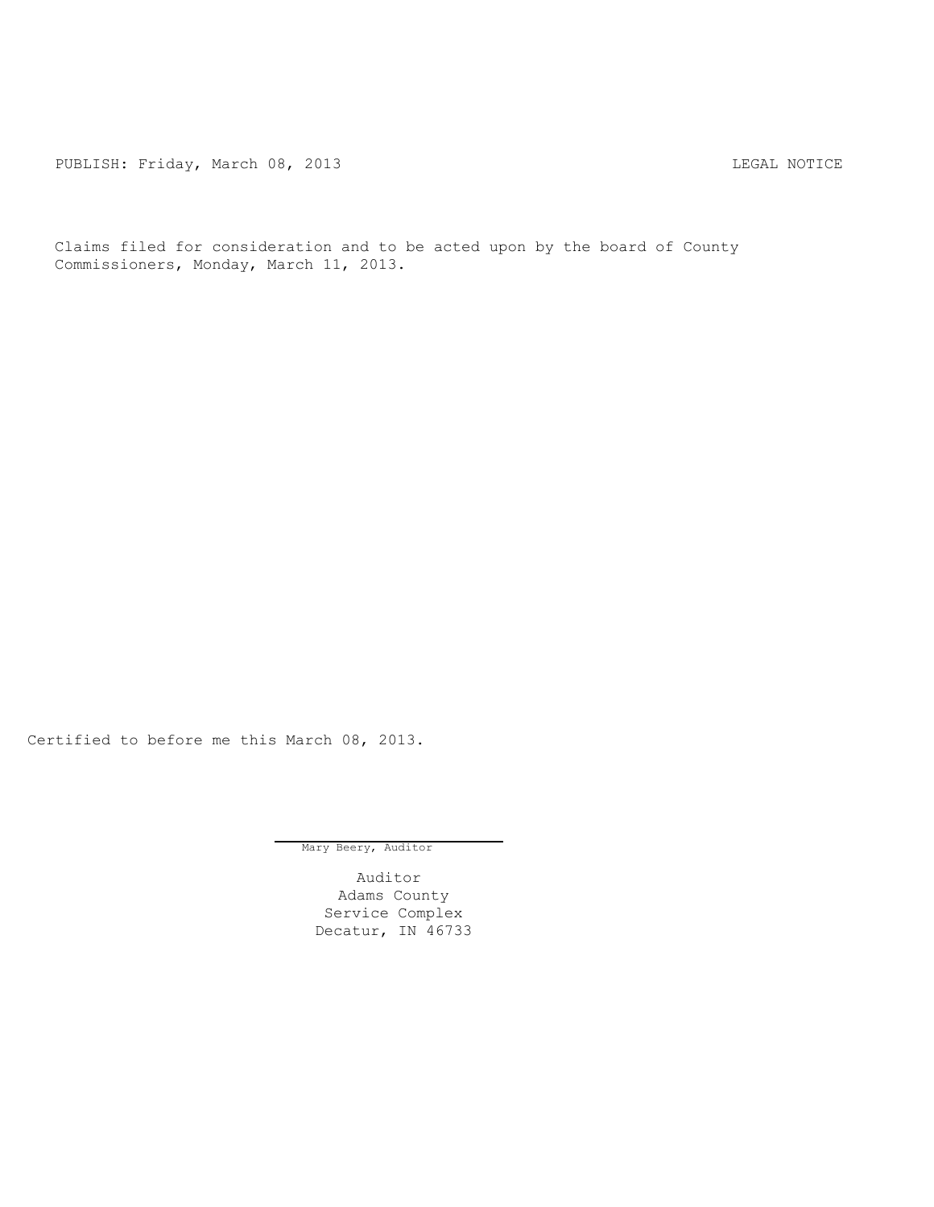PUBLISH: Friday, March 08, 2013 LEGAL NOTICE

Claims filed for consideration and to be acted upon by the board of County Commissioners, Monday, March 11, 2013.

Certified to before me this March 08, 2013.

Mary Beery, Auditor

Auditor
Adams County
Service Complex
Decatur, IN 46733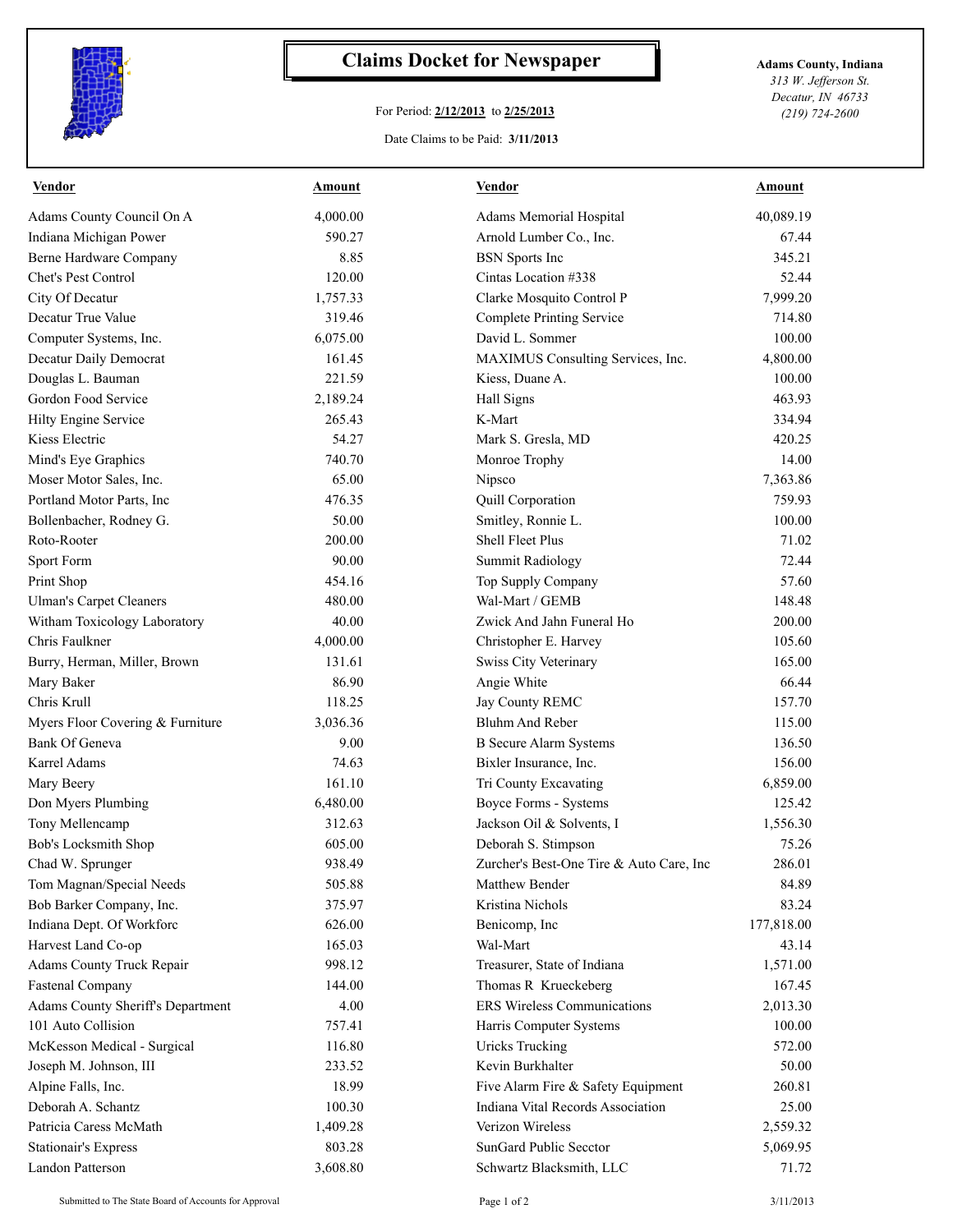# Claims Docket for Newspaper

For Period: **2/12/2013** to **2/25/2013**

Date Claims to be Paid: **3/11/2013**

**Adams County, Indiana**
*313 W. Jefferson St.*
*Decatur, IN 46733*
*(219) 724-2600*

| Vendor | Amount | Vendor | Amount |
|---|---|---|---|
| Adams County Council On A | 4,000.00 | Adams Memorial Hospital | 40,089.19 |
| Indiana Michigan Power | 590.27 | Arnold Lumber Co., Inc. | 67.44 |
| Berne Hardware Company | 8.85 | BSN Sports Inc | 345.21 |
| Chet's Pest Control | 120.00 | Cintas Location #338 | 52.44 |
| City Of Decatur | 1,757.33 | Clarke Mosquito Control P | 7,999.20 |
| Decatur True Value | 319.46 | Complete Printing Service | 714.80 |
| Computer Systems, Inc. | 6,075.00 | David L. Sommer | 100.00 |
| Decatur Daily Democrat | 161.45 | MAXIMUS Consulting Services, Inc. | 4,800.00 |
| Douglas L. Bauman | 221.59 | Kiess, Duane A. | 100.00 |
| Gordon Food Service | 2,189.24 | Hall Signs | 463.93 |
| Hilty Engine Service | 265.43 | K-Mart | 334.94 |
| Kiess Electric | 54.27 | Mark S. Gresla, MD | 420.25 |
| Mind's Eye Graphics | 740.70 | Monroe Trophy | 14.00 |
| Moser Motor Sales, Inc. | 65.00 | Nipsco | 7,363.86 |
| Portland Motor Parts, Inc | 476.35 | Quill Corporation | 759.93 |
| Bollenbacher, Rodney G. | 50.00 | Smitley, Ronnie L. | 100.00 |
| Roto-Rooter | 200.00 | Shell Fleet Plus | 71.02 |
| Sport Form | 90.00 | Summit Radiology | 72.44 |
| Print Shop | 454.16 | Top Supply Company | 57.60 |
| Ulman's Carpet Cleaners | 480.00 | Wal-Mart / GEMB | 148.48 |
| Witham Toxicology Laboratory | 40.00 | Zwick And Jahn Funeral Ho | 200.00 |
| Chris Faulkner | 4,000.00 | Christopher E. Harvey | 105.60 |
| Burry, Herman, Miller, Brown | 131.61 | Swiss City Veterinary | 165.00 |
| Mary Baker | 86.90 | Angie White | 66.44 |
| Chris Krull | 118.25 | Jay County REMC | 157.70 |
| Myers Floor Covering & Furniture | 3,036.36 | Bluhm And Reber | 115.00 |
| Bank Of Geneva | 9.00 | B Secure Alarm Systems | 136.50 |
| Karrel Adams | 74.63 | Bixler Insurance, Inc. | 156.00 |
| Mary Beery | 161.10 | Tri County Excavating | 6,859.00 |
| Don Myers Plumbing | 6,480.00 | Boyce Forms - Systems | 125.42 |
| Tony Mellencamp | 312.63 | Jackson Oil & Solvents, I | 1,556.30 |
| Bob's Locksmith Shop | 605.00 | Deborah S. Stimpson | 75.26 |
| Chad W. Sprunger | 938.49 | Zurcher's Best-One Tire & Auto Care, Inc | 286.01 |
| Tom Magnan/Special Needs | 505.88 | Matthew Bender | 84.89 |
| Bob Barker Company, Inc. | 375.97 | Kristina Nichols | 83.24 |
| Indiana Dept. Of Workforc | 626.00 | Benicomp, Inc | 177,818.00 |
| Harvest Land Co-op | 165.03 | Wal-Mart | 43.14 |
| Adams County Truck Repair | 998.12 | Treasurer, State of Indiana | 1,571.00 |
| Fastenal Company | 144.00 | Thomas R Krueckeberg | 167.45 |
| Adams County Sheriff's Department | 4.00 | ERS Wireless Communications | 2,013.30 |
| 101 Auto Collision | 757.41 | Harris Computer Systems | 100.00 |
| McKesson Medical - Surgical | 116.80 | Uricks Trucking | 572.00 |
| Joseph M. Johnson, III | 233.52 | Kevin Burkhalter | 50.00 |
| Alpine Falls, Inc. | 18.99 | Five Alarm Fire & Safety Equipment | 260.81 |
| Deborah A. Schantz | 100.30 | Indiana Vital Records Association | 25.00 |
| Patricia Caress McMath | 1,409.28 | Verizon Wireless | 2,559.32 |
| Stationair's Express | 803.28 | SunGard Public Secctor | 5,069.95 |
| Landon Patterson | 3,608.80 | Schwartz Blacksmith, LLC | 71.72 |

Submitted to The State Board of Accounts for Approval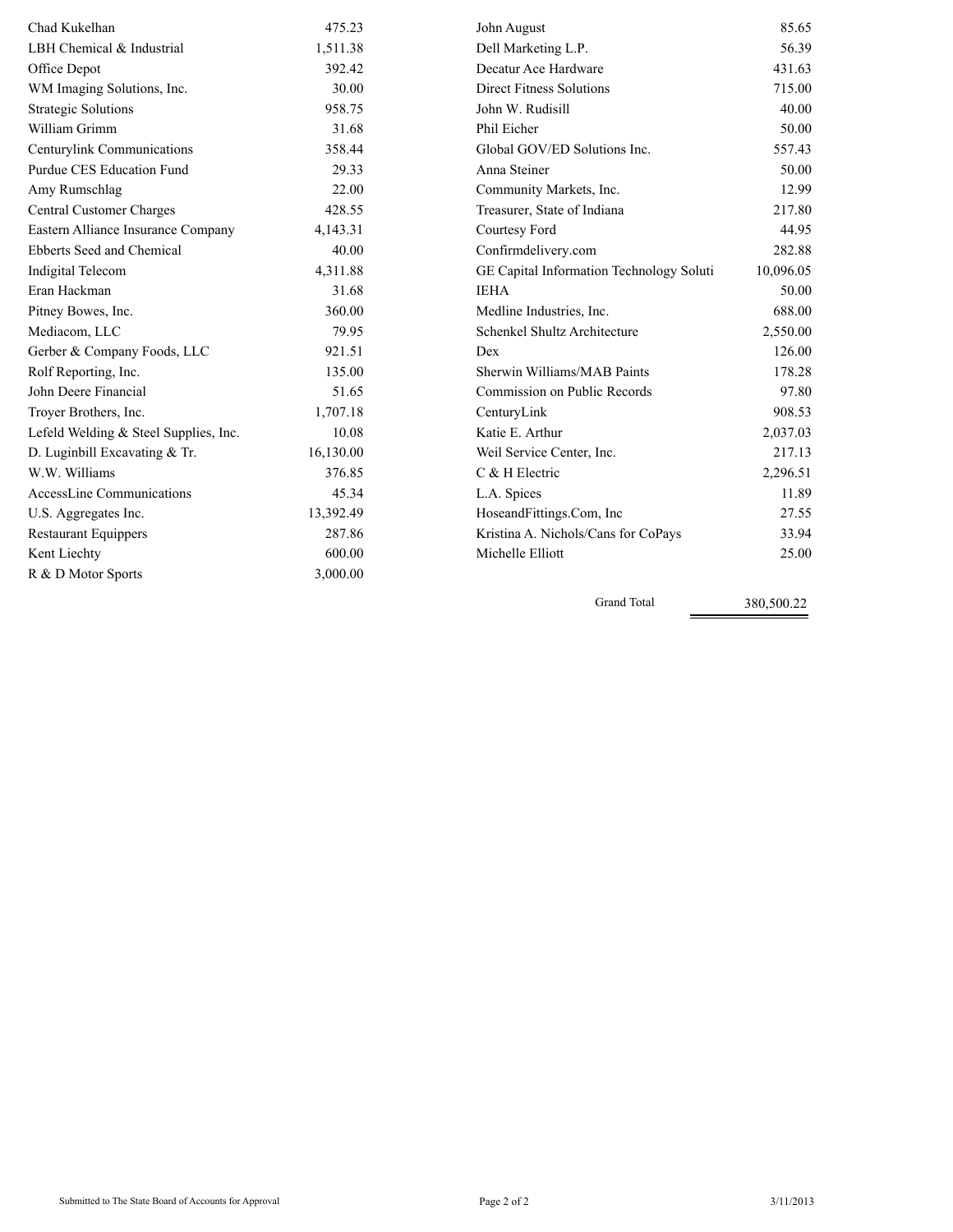| | |
|---|---|
| Chad Kukelhan | 475.23 |
| LBH Chemical & Industrial | 1,511.38 |
| Office Depot | 392.42 |
| WM Imaging Solutions, Inc. | 30.00 |
| Strategic Solutions | 958.75 |
| William Grimm | 31.68 |
| Centurylink Communications | 358.44 |
| Purdue CES Education Fund | 29.33 |
| Amy Rumschlag | 22.00 |
| Central Customer Charges | 428.55 |
| Eastern Alliance Insurance Company | 4,143.31 |
| Ebberts Seed and Chemical | 40.00 |
| Indigital Telecom | 4,311.88 |
| Eran Hackman | 31.68 |
| Pitney Bowes, Inc. | 360.00 |
| Mediacom, LLC | 79.95 |
| Gerber & Company Foods, LLC | 921.51 |
| Rolf Reporting, Inc. | 135.00 |
| John Deere Financial | 51.65 |
| Troyer Brothers, Inc. | 1,707.18 |
| Lefeld Welding & Steel Supplies, Inc. | 10.08 |
| D. Luginbill Excavating & Tr. | 16,130.00 |
| W.W. Williams | 376.85 |
| AccessLine Communications | 45.34 |
| U.S. Aggregates Inc. | 13,392.49 |
| Restaurant Equippers | 287.86 |
| Kent Liechty | 600.00 |
| R & D Motor Sports | 3,000.00 |
| John August | 85.65 |
| Dell Marketing L.P. | 56.39 |
| Decatur Ace Hardware | 431.63 |
| Direct Fitness Solutions | 715.00 |
| John W. Rudisill | 40.00 |
| Phil Eicher | 50.00 |
| Global GOV/ED Solutions Inc. | 557.43 |
| Anna Steiner | 50.00 |
| Community Markets, Inc. | 12.99 |
| Treasurer, State of Indiana | 217.80 |
| Courtesy Ford | 44.95 |
| Confirmdelivery.com | 282.88 |
| GE Capital Information Technology Soluti | 10,096.05 |
| IEHA | 50.00 |
| Medline Industries, Inc. | 688.00 |
| Schenkel Shultz Architecture | 2,550.00 |
| Dex | 126.00 |
| Sherwin Williams/MAB Paints | 178.28 |
| Commission on Public Records | 97.80 |
| CenturyLink | 908.53 |
| Katie E. Arthur | 2,037.03 |
| Weil Service Center, Inc. | 217.13 |
| C & H Electric | 2,296.51 |
| L.A. Spices | 11.89 |
| HoseandFittings.Com, Inc | 27.55 |
| Kristina A. Nichols/Cans for CoPays | 33.94 |
| Michelle Elliott | 25.00 |
| Grand Total | 380,500.22 |

Submitted to The State Board of Accounts for Approval

3/11/2013